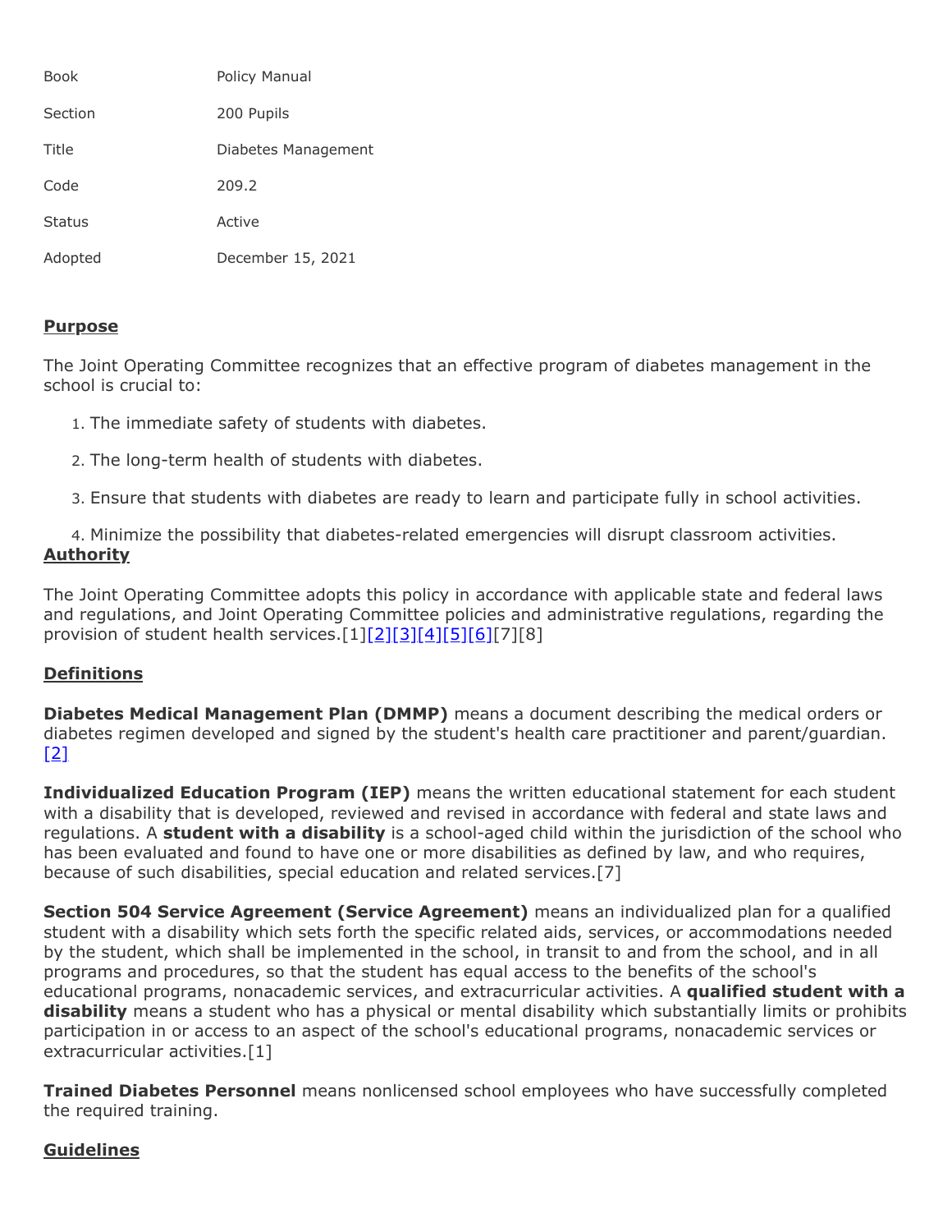| | |
|---|---|
| Book | Policy Manual |
| Section | 200 Pupils |
| Title | Diabetes Management |
| Code | 209.2 |
| Status | Active |
| Adopted | December 15, 2021 |

## Purpose

The Joint Operating Committee recognizes that an effective program of diabetes management in the school is crucial to:

1. The immediate safety of students with diabetes.
2. The long-term health of students with diabetes.
3. Ensure that students with diabetes are ready to learn and participate fully in school activities.
4. Minimize the possibility that diabetes-related emergencies will disrupt classroom activities.

## Authority

The Joint Operating Committee adopts this policy in accordance with applicable state and federal laws and regulations, and Joint Operating Committee policies and administrative regulations, regarding the provision of student health services.[1][2][3][4][5][6][7][8]

## Definitions

**Diabetes Medical Management Plan (DMMP)** means a document describing the medical orders or diabetes regimen developed and signed by the student's health care practitioner and parent/guardian.[2]

**Individualized Education Program (IEP)** means the written educational statement for each student with a disability that is developed, reviewed and revised in accordance with federal and state laws and regulations. A **student with a disability** is a school-aged child within the jurisdiction of the school who has been evaluated and found to have one or more disabilities as defined by law, and who requires, because of such disabilities, special education and related services.[7]

**Section 504 Service Agreement (Service Agreement)** means an individualized plan for a qualified student with a disability which sets forth the specific related aids, services, or accommodations needed by the student, which shall be implemented in the school, in transit to and from the school, and in all programs and procedures, so that the student has equal access to the benefits of the school's educational programs, nonacademic services, and extracurricular activities. A **qualified student with a disability** means a student who has a physical or mental disability which substantially limits or prohibits participation in or access to an aspect of the school's educational programs, nonacademic services or extracurricular activities.[1]

**Trained Diabetes Personnel** means nonlicensed school employees who have successfully completed the required training.

## Guidelines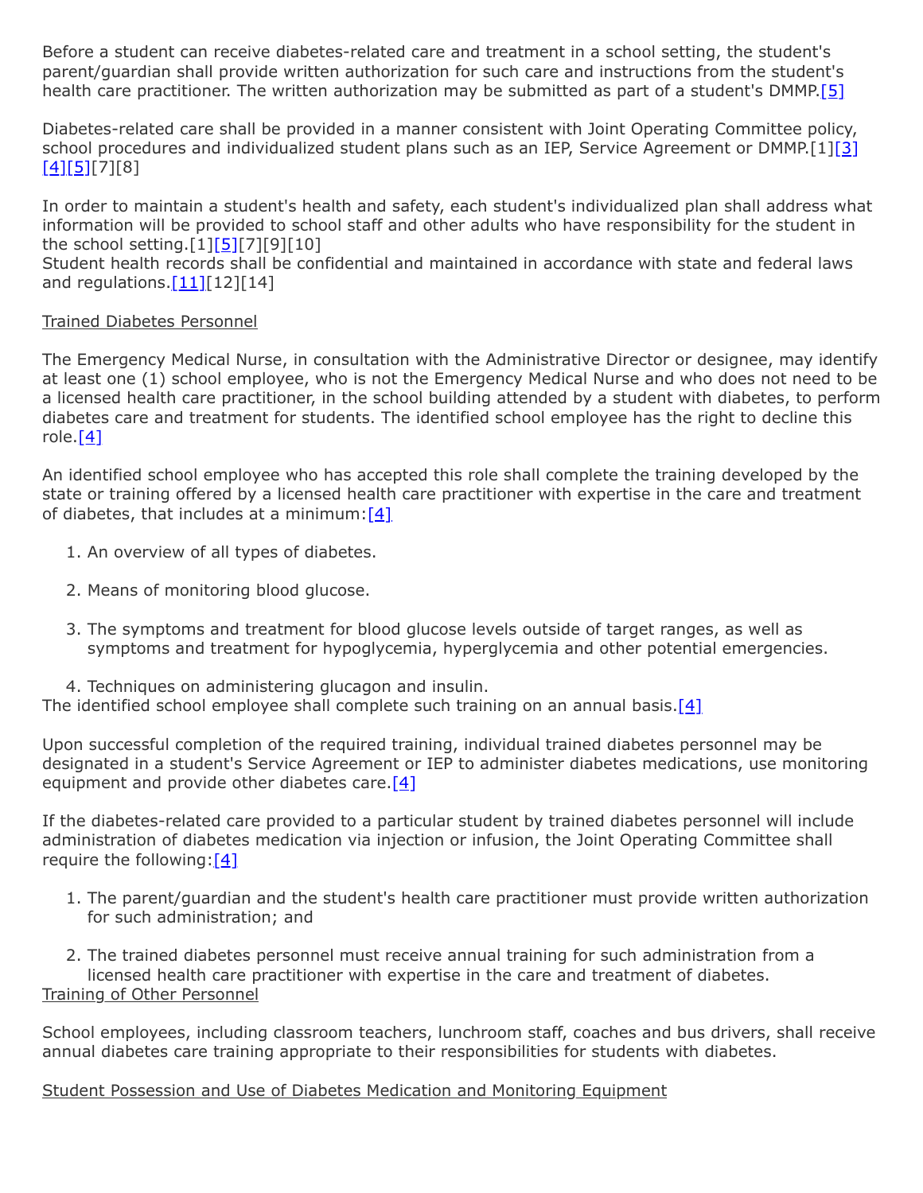Before a student can receive diabetes-related care and treatment in a school setting, the student's parent/guardian shall provide written authorization for such care and instructions from the student's health care practitioner. The written authorization may be submitted as part of a student's DMMP.[5]

Diabetes-related care shall be provided in a manner consistent with Joint Operating Committee policy, school procedures and individualized student plans such as an IEP, Service Agreement or DMMP.[1][3][4][5][7][8]

In order to maintain a student's health and safety, each student's individualized plan shall address what information will be provided to school staff and other adults who have responsibility for the student in the school setting.[1][5][7][9][10]
Student health records shall be confidential and maintained in accordance with state and federal laws and regulations.[11][12][14]

Trained Diabetes Personnel

The Emergency Medical Nurse, in consultation with the Administrative Director or designee, may identify at least one (1) school employee, who is not the Emergency Medical Nurse and who does not need to be a licensed health care practitioner, in the school building attended by a student with diabetes, to perform diabetes care and treatment for students. The identified school employee has the right to decline this role.[4]

An identified school employee who has accepted this role shall complete the training developed by the state or training offered by a licensed health care practitioner with expertise in the care and treatment of diabetes, that includes at a minimum:[4]

1. An overview of all types of diabetes.
2. Means of monitoring blood glucose.
3. The symptoms and treatment for blood glucose levels outside of target ranges, as well as symptoms and treatment for hypoglycemia, hyperglycemia and other potential emergencies.
4. Techniques on administering glucagon and insulin.

The identified school employee shall complete such training on an annual basis.[4]

Upon successful completion of the required training, individual trained diabetes personnel may be designated in a student's Service Agreement or IEP to administer diabetes medications, use monitoring equipment and provide other diabetes care.[4]

If the diabetes-related care provided to a particular student by trained diabetes personnel will include administration of diabetes medication via injection or infusion, the Joint Operating Committee shall require the following:[4]

1. The parent/guardian and the student's health care practitioner must provide written authorization for such administration; and
2. The trained diabetes personnel must receive annual training for such administration from a licensed health care practitioner with expertise in the care and treatment of diabetes.

Training of Other Personnel

School employees, including classroom teachers, lunchroom staff, coaches and bus drivers, shall receive annual diabetes care training appropriate to their responsibilities for students with diabetes.

Student Possession and Use of Diabetes Medication and Monitoring Equipment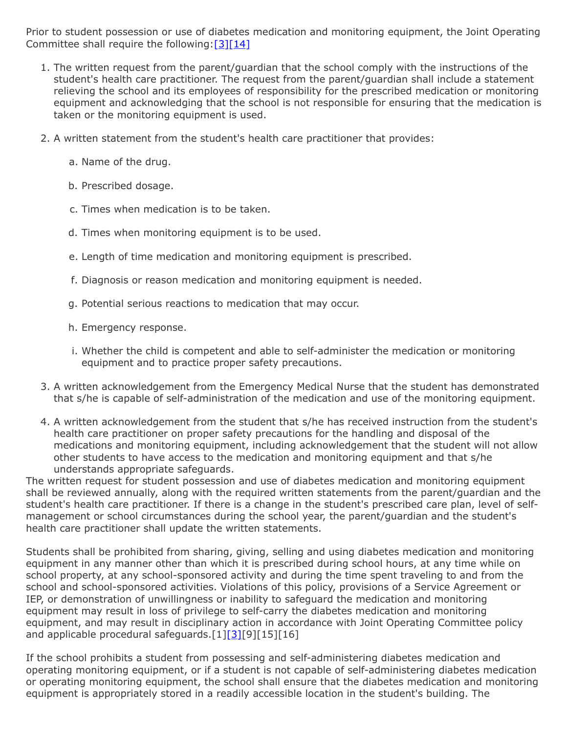Prior to student possession or use of diabetes medication and monitoring equipment, the Joint Operating Committee shall require the following:[3][14]

1. The written request from the parent/guardian that the school comply with the instructions of the student's health care practitioner. The request from the parent/guardian shall include a statement relieving the school and its employees of responsibility for the prescribed medication or monitoring equipment and acknowledging that the school is not responsible for ensuring that the medication is taken or the monitoring equipment is used.

2. A written statement from the student's health care practitioner that provides:

    a. Name of the drug.

    b. Prescribed dosage.

    c. Times when medication is to be taken.

    d. Times when monitoring equipment is to be used.

    e. Length of time medication and monitoring equipment is prescribed.

    f. Diagnosis or reason medication and monitoring equipment is needed.

    g. Potential serious reactions to medication that may occur.

    h. Emergency response.

    i. Whether the child is competent and able to self-administer the medication or monitoring equipment and to practice proper safety precautions.

3. A written acknowledgement from the Emergency Medical Nurse that the student has demonstrated that s/he is capable of self-administration of the medication and use of the monitoring equipment.

4. A written acknowledgement from the student that s/he has received instruction from the student's health care practitioner on proper safety precautions for the handling and disposal of the medications and monitoring equipment, including acknowledgement that the student will not allow other students to have access to the medication and monitoring equipment and that s/he understands appropriate safeguards.

The written request for student possession and use of diabetes medication and monitoring equipment shall be reviewed annually, along with the required written statements from the parent/guardian and the student's health care practitioner. If there is a change in the student's prescribed care plan, level of self-management or school circumstances during the school year, the parent/guardian and the student's health care practitioner shall update the written statements.

Students shall be prohibited from sharing, giving, selling and using diabetes medication and monitoring equipment in any manner other than which it is prescribed during school hours, at any time while on school property, at any school-sponsored activity and during the time spent traveling to and from the school and school-sponsored activities. Violations of this policy, provisions of a Service Agreement or IEP, or demonstration of unwillingness or inability to safeguard the medication and monitoring equipment may result in loss of privilege to self-carry the diabetes medication and monitoring equipment, and may result in disciplinary action in accordance with Joint Operating Committee policy and applicable procedural safeguards.[1][3][9][15][16]

If the school prohibits a student from possessing and self-administering diabetes medication and operating monitoring equipment, or if a student is not capable of self-administering diabetes medication or operating monitoring equipment, the school shall ensure that the diabetes medication and monitoring equipment is appropriately stored in a readily accessible location in the student's building. The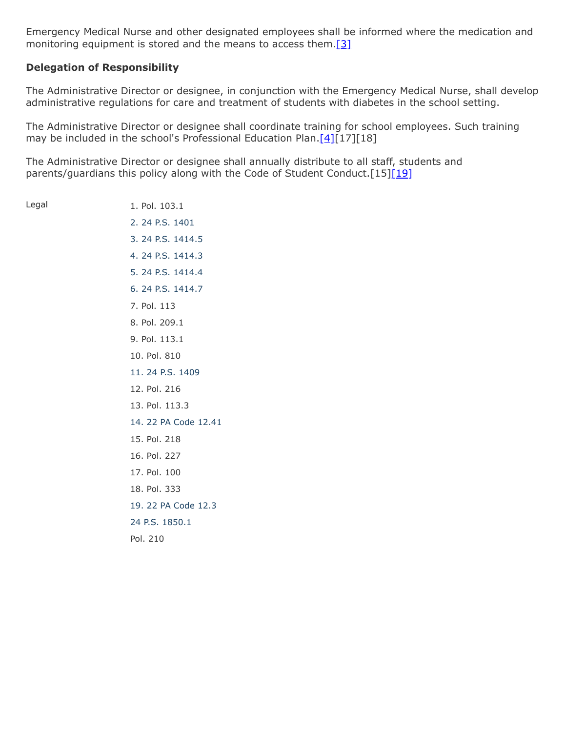Emergency Medical Nurse and other designated employees shall be informed where the medication and monitoring equipment is stored and the means to access them.[3]

## Delegation of Responsibility

The Administrative Director or designee, in conjunction with the Emergency Medical Nurse, shall develop administrative regulations for care and treatment of students with diabetes in the school setting.

The Administrative Director or designee shall coordinate training for school employees. Such training may be included in the school's Professional Education Plan.[4][17][18]

The Administrative Director or designee shall annually distribute to all staff, students and parents/guardians this policy along with the Code of Student Conduct.[15][19]

Legal

1. Pol. 103.1
2. 24 P.S. 1401
3. 24 P.S. 1414.5
4. 24 P.S. 1414.3
5. 24 P.S. 1414.4
6. 24 P.S. 1414.7
7. Pol. 113
8. Pol. 209.1
9. Pol. 113.1
10. Pol. 810
11. 24 P.S. 1409
12. Pol. 216
13. Pol. 113.3
14. 22 PA Code 12.41
15. Pol. 218
16. Pol. 227
17. Pol. 100
18. Pol. 333
19. 22 PA Code 12.3

24 P.S. 1850.1

Pol. 210